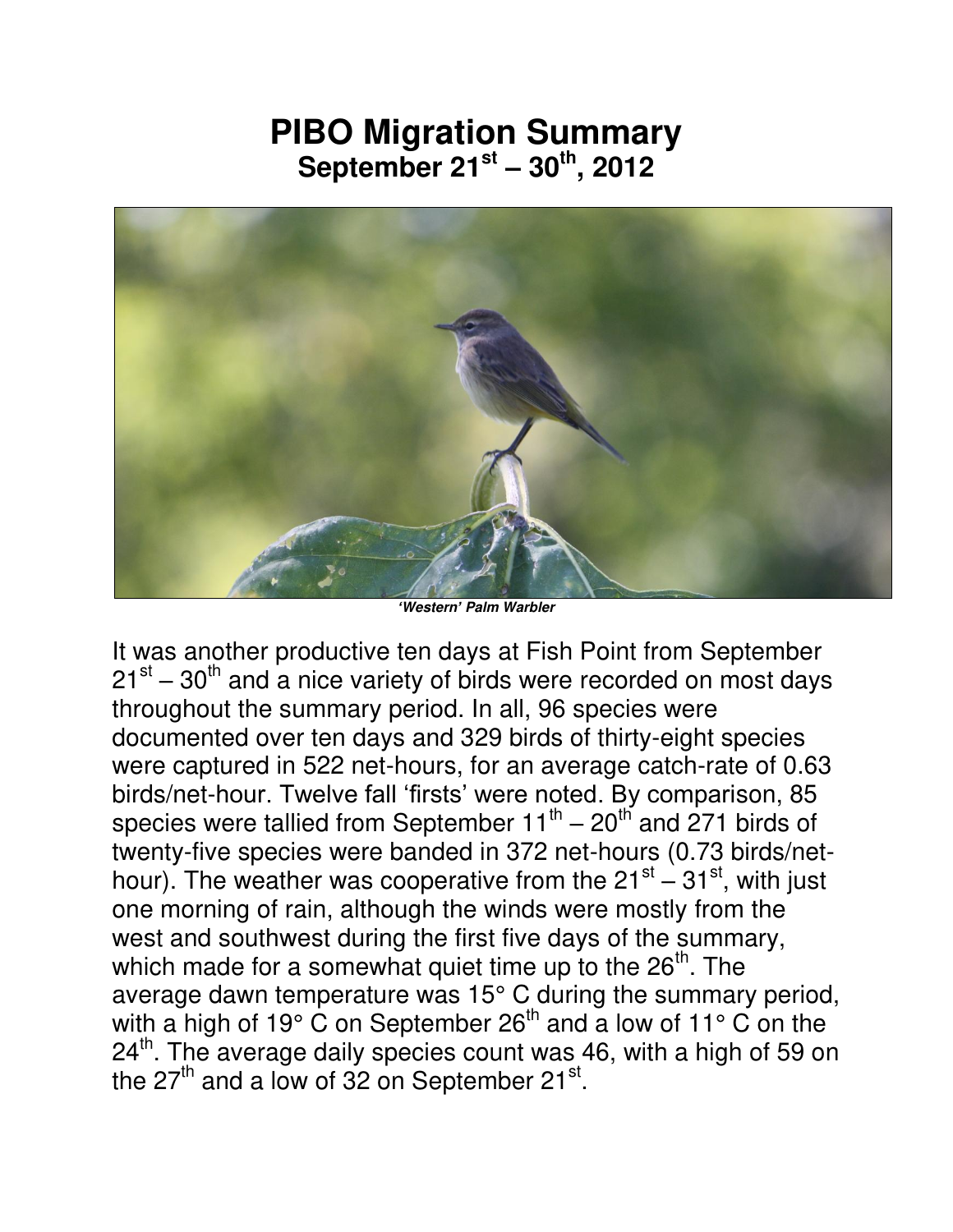# PIBO Migration Summary

## September 21st – 30th, 2012

*'Western' Palm Warbler*

It was another productive ten days at Fish Point from September 21st – 30th and a nice variety of birds were recorded on most days throughout the summary period. In all, 96 species were documented over ten days and 329 birds of thirty-eight species were captured in 522 net-hours, for an average catch-rate of 0.63 birds/net-hour. Twelve fall 'firsts' were noted. By comparison, 85 species were tallied from September 11th – 20th and 271 birds of twenty-five species were banded in 372 net-hours (0.73 birds/net-hour). The weather was cooperative from the 21st – 31st, with just one morning of rain, although the winds were mostly from the west and southwest during the first five days of the summary, which made for a somewhat quiet time up to the 26th. The average dawn temperature was 15° C during the summary period, with a high of 19° C on September 26th and a low of 11° C on the 24th. The average daily species count was 46, with a high of 59 on the 27th and a low of 32 on September 21st.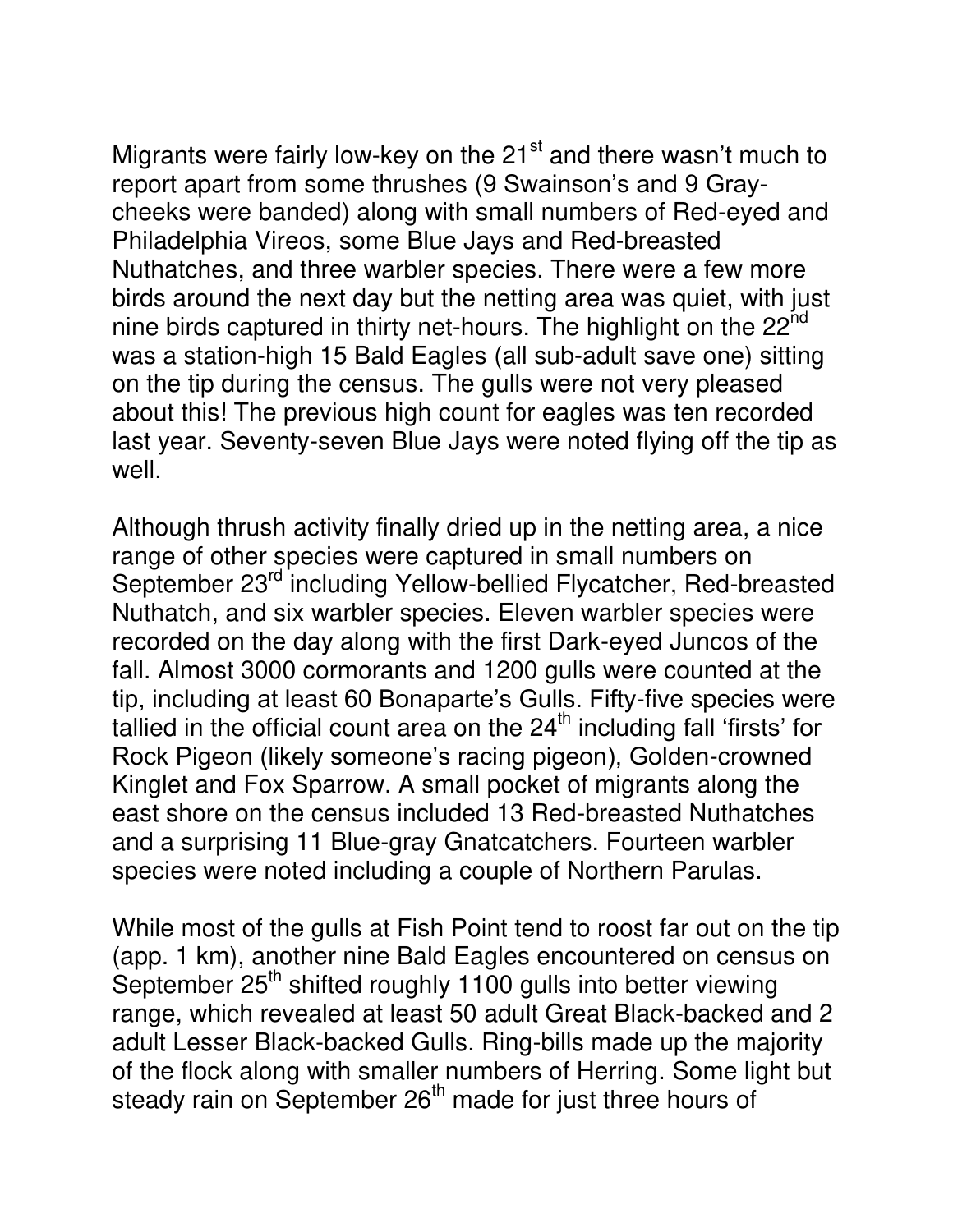Migrants were fairly low-key on the 21st and there wasn't much to report apart from some thrushes (9 Swainson's and 9 Gray-cheeks were banded) along with small numbers of Red-eyed and Philadelphia Vireos, some Blue Jays and Red-breasted Nuthatches, and three warbler species. There were a few more birds around the next day but the netting area was quiet, with just nine birds captured in thirty net-hours. The highlight on the 22nd was a station-high 15 Bald Eagles (all sub-adult save one) sitting on the tip during the census. The gulls were not very pleased about this! The previous high count for eagles was ten recorded last year. Seventy-seven Blue Jays were noted flying off the tip as well.

Although thrush activity finally dried up in the netting area, a nice range of other species were captured in small numbers on September 23rd including Yellow-bellied Flycatcher, Red-breasted Nuthatch, and six warbler species. Eleven warbler species were recorded on the day along with the first Dark-eyed Juncos of the fall. Almost 3000 cormorants and 1200 gulls were counted at the tip, including at least 60 Bonaparte's Gulls. Fifty-five species were tallied in the official count area on the 24th including fall 'firsts' for Rock Pigeon (likely someone's racing pigeon), Golden-crowned Kinglet and Fox Sparrow. A small pocket of migrants along the east shore on the census included 13 Red-breasted Nuthatches and a surprising 11 Blue-gray Gnatcatchers. Fourteen warbler species were noted including a couple of Northern Parulas.

While most of the gulls at Fish Point tend to roost far out on the tip (app. 1 km), another nine Bald Eagles encountered on census on September 25th shifted roughly 1100 gulls into better viewing range, which revealed at least 50 adult Great Black-backed and 2 adult Lesser Black-backed Gulls. Ring-bills made up the majority of the flock along with smaller numbers of Herring. Some light but steady rain on September 26th made for just three hours of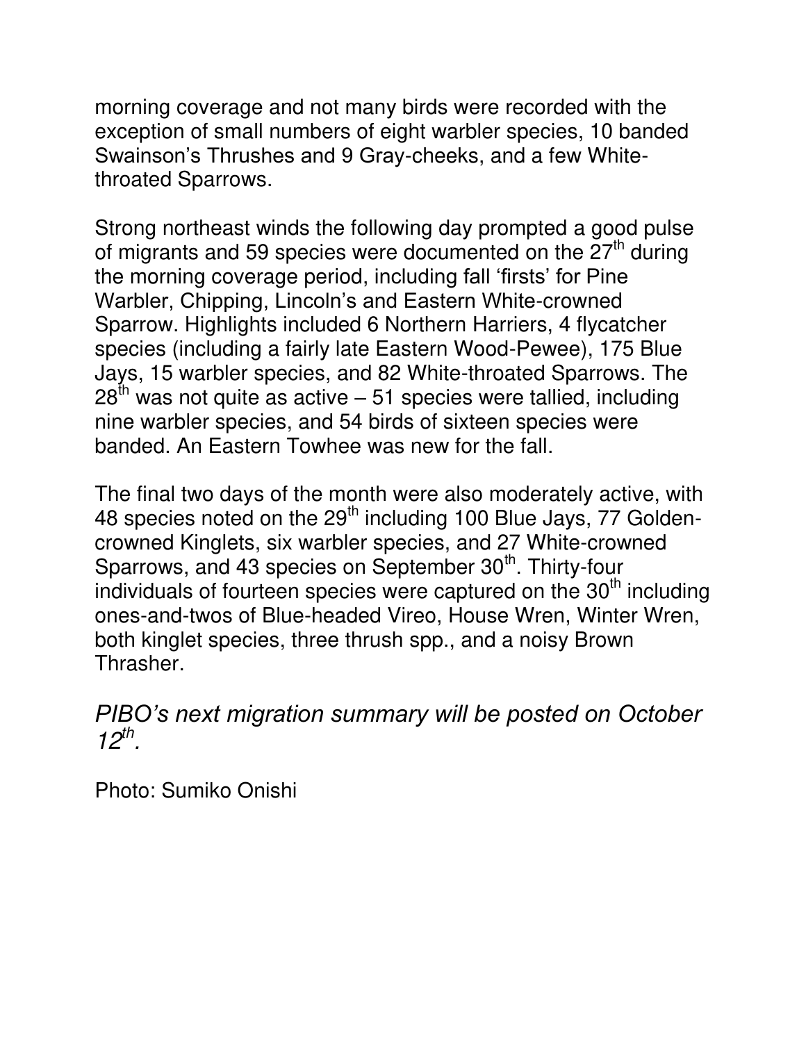morning coverage and not many birds were recorded with the exception of small numbers of eight warbler species, 10 banded Swainson's Thrushes and 9 Gray-cheeks, and a few White-throated Sparrows.

Strong northeast winds the following day prompted a good pulse of migrants and 59 species were documented on the 27th during the morning coverage period, including fall 'firsts' for Pine Warbler, Chipping, Lincoln's and Eastern White-crowned Sparrow. Highlights included 6 Northern Harriers, 4 flycatcher species (including a fairly late Eastern Wood-Pewee), 175 Blue Jays, 15 warbler species, and 82 White-throated Sparrows. The 28th was not quite as active – 51 species were tallied, including nine warbler species, and 54 birds of sixteen species were banded. An Eastern Towhee was new for the fall.

The final two days of the month were also moderately active, with 48 species noted on the 29th including 100 Blue Jays, 77 Golden-crowned Kinglets, six warbler species, and 27 White-crowned Sparrows, and 43 species on September 30th. Thirty-four individuals of fourteen species were captured on the 30th including ones-and-twos of Blue-headed Vireo, House Wren, Winter Wren, both kinglet species, three thrush spp., and a noisy Brown Thrasher.

*PIBO's next migration summary will be posted on October 12th.*

Photo: Sumiko Onishi